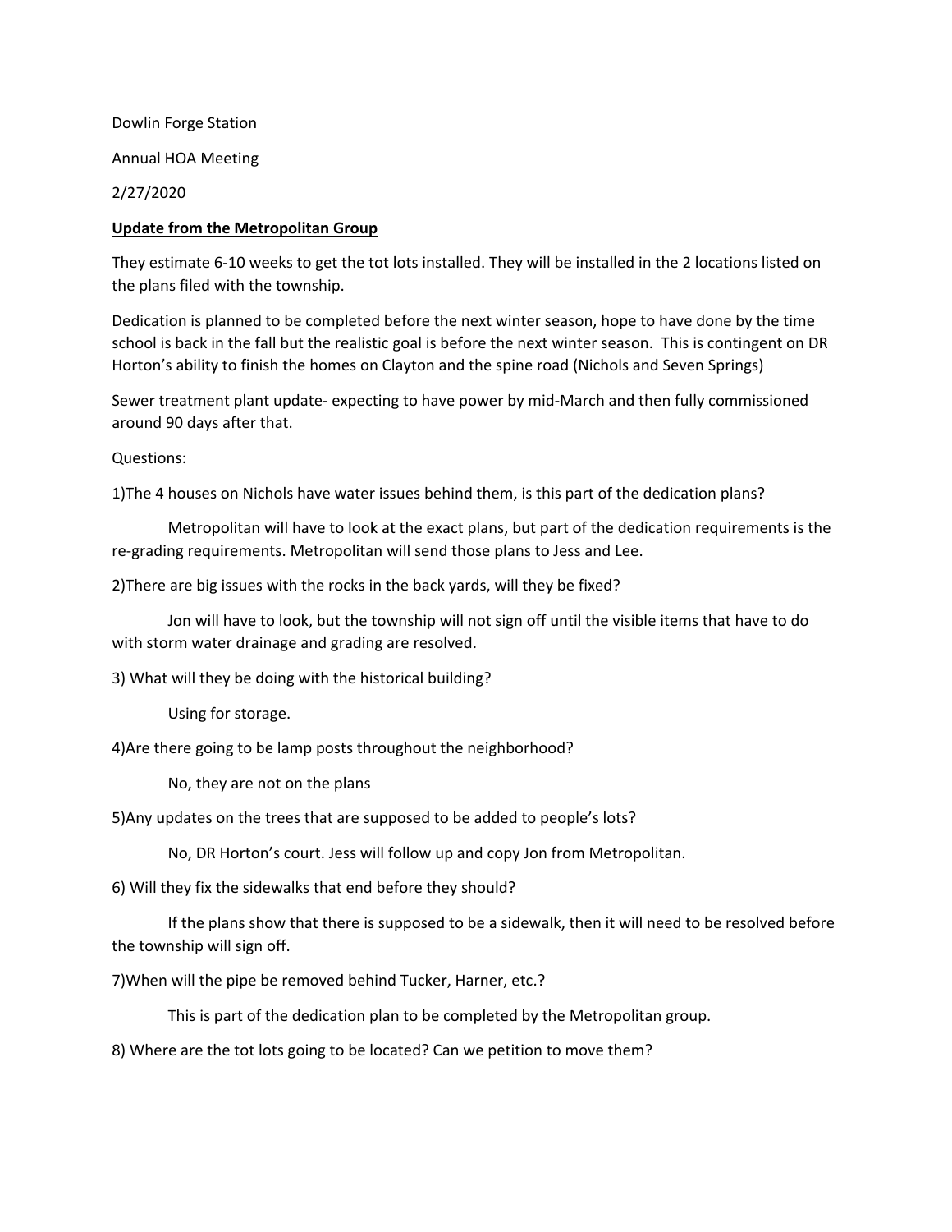Dowlin Forge Station

Annual HOA Meeting

2/27/2020

**<u>Update from the Metropolitan Group</u>**

They estimate 6-10 weeks to get the tot lots installed. They will be installed in the 2 locations listed on the plans filed with the township.

Dedication is planned to be completed before the next winter season, hope to have done by the time school is back in the fall but the realistic goal is before the next winter season. This is contingent on DR Horton's ability to finish the homes on Clayton and the spine road (Nichols and Seven Springs)

Sewer treatment plant update- expecting to have power by mid-March and then fully commissioned around 90 days after that.

Questions:

1)The 4 houses on Nichols have water issues behind them, is this part of the dedication plans?

Metropolitan will have to look at the exact plans, but part of the dedication requirements is the re-grading requirements. Metropolitan will send those plans to Jess and Lee.

2)There are big issues with the rocks in the back yards, will they be fixed?

Jon will have to look, but the township will not sign off until the visible items that have to do with storm water drainage and grading are resolved.

3) What will they be doing with the historical building?

Using for storage.

4)Are there going to be lamp posts throughout the neighborhood?

No, they are not on the plans

5)Any updates on the trees that are supposed to be added to people's lots?

No, DR Horton's court. Jess will follow up and copy Jon from Metropolitan.

6) Will they fix the sidewalks that end before they should?

If the plans show that there is supposed to be a sidewalk, then it will need to be resolved before the township will sign off.

7)When will the pipe be removed behind Tucker, Harner, etc.?

This is part of the dedication plan to be completed by the Metropolitan group.

8) Where are the tot lots going to be located? Can we petition to move them?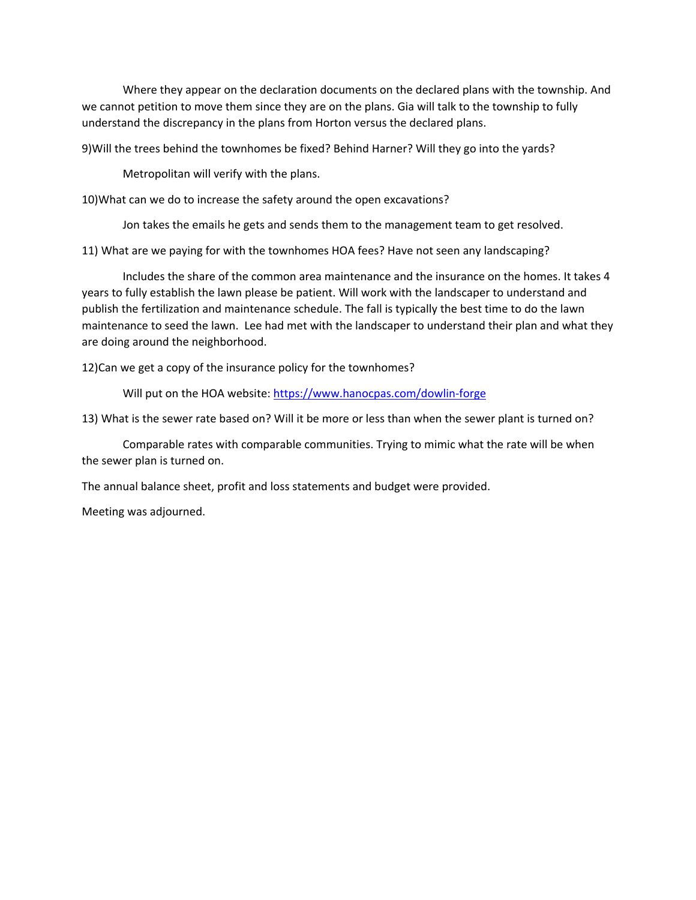Where they appear on the declaration documents on the declared plans with the township. And we cannot petition to move them since they are on the plans. Gia will talk to the township to fully understand the discrepancy in the plans from Horton versus the declared plans.

9)Will the trees behind the townhomes be fixed? Behind Harner? Will they go into the yards?

Metropolitan will verify with the plans.

10)What can we do to increase the safety around the open excavations?

Jon takes the emails he gets and sends them to the management team to get resolved.

11) What are we paying for with the townhomes HOA fees? Have not seen any landscaping?

Includes the share of the common area maintenance and the insurance on the homes. It takes 4 years to fully establish the lawn please be patient. Will work with the landscaper to understand and publish the fertilization and maintenance schedule. The fall is typically the best time to do the lawn maintenance to seed the lawn. Lee had met with the landscaper to understand their plan and what they are doing around the neighborhood.

12)Can we get a copy of the insurance policy for the townhomes?

Will put on the HOA website: [https://www.hanocpas.com/dowlin-forge](https://www.hanocpas.com/dowlin-forge)

13) What is the sewer rate based on? Will it be more or less than when the sewer plant is turned on?

Comparable rates with comparable communities. Trying to mimic what the rate will be when the sewer plan is turned on.

The annual balance sheet, profit and loss statements and budget were provided.

Meeting was adjourned.